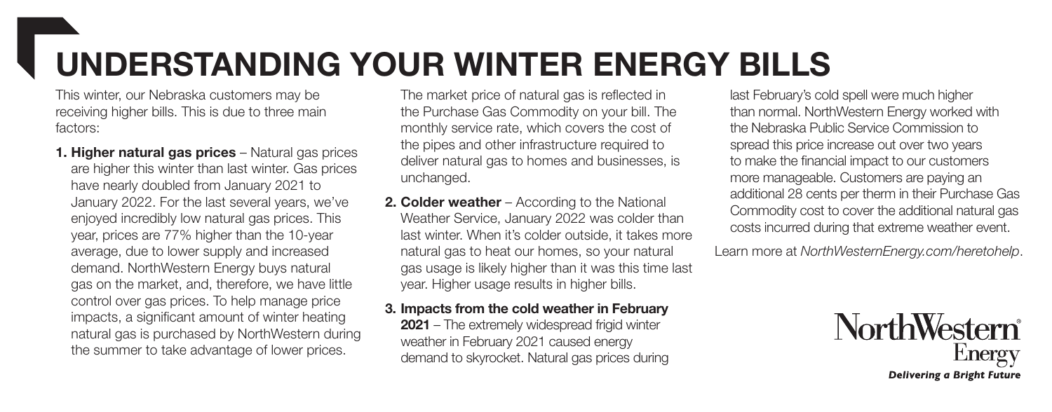# UNDERSTANDING YOUR WINTER ENERGY BILLS

This winter, our Nebraska customers may be receiving higher bills. This is due to three main factors:

1. **Higher natural gas prices** – Natural gas prices are higher this winter than last winter. Gas prices have nearly doubled from January 2021 to January 2022. For the last several years, we've enjoyed incredibly low natural gas prices. This year, prices are 77% higher than the 10-year average, due to lower supply and increased demand. NorthWestern Energy buys natural gas on the market, and, therefore, we have little control over gas prices. To help manage price impacts, a significant amount of winter heating natural gas is purchased by NorthWestern during the summer to take advantage of lower prices.

   The market price of natural gas is reflected in the Purchase Gas Commodity on your bill. The monthly service rate, which covers the cost of the pipes and other infrastructure required to deliver natural gas to homes and businesses, is unchanged.

2. **Colder weather** – According to the National Weather Service, January 2022 was colder than last winter. When it's colder outside, it takes more natural gas to heat our homes, so your natural gas usage is likely higher than it was this time last year. Higher usage results in higher bills.

3. **Impacts from the cold weather in February 2021** – The extremely widespread frigid winter weather in February 2021 caused energy demand to skyrocket. Natural gas prices during last February's cold spell were much higher than normal. NorthWestern Energy worked with the Nebraska Public Service Commission to spread this price increase out over two years to make the financial impact to our customers more manageable. Customers are paying an additional 28 cents per therm in their Purchase Gas Commodity cost to cover the additional natural gas costs incurred during that extreme weather event.

Learn more at *NorthWesternEnergy.com/heretohelp*.

NorthWestern Energy

***Delivering a Bright Future***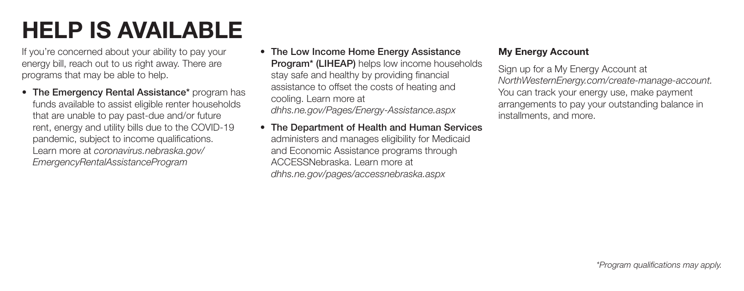# HELP IS AVAILABLE

If you're concerned about your ability to pay your energy bill, reach out to us right away. There are programs that may be able to help.

- **The Emergency Rental Assistance*** program has funds available to assist eligible renter households that are unable to pay past-due and/or future rent, energy and utility bills due to the COVID-19 pandemic, subject to income qualifications. Learn more at *coronavirus.nebraska.gov/EmergencyRentalAssistanceProgram*
- **The Low Income Home Energy Assistance Program* (LIHEAP)** helps low income households stay safe and healthy by providing financial assistance to offset the costs of heating and cooling. Learn more at *dhhs.ne.gov/Pages/Energy-Assistance.aspx*
- **The Department of Health and Human Services** administers and manages eligibility for Medicaid and Economic Assistance programs through ACCESSNebraska. Learn more at *dhhs.ne.gov/pages/accessnebraska.aspx*

**My Energy Account**

Sign up for a My Energy Account at *NorthWesternEnergy.com/create-manage-account.* You can track your energy use, make payment arrangements to pay your outstanding balance in installments, and more.

**Program qualifications may apply.*